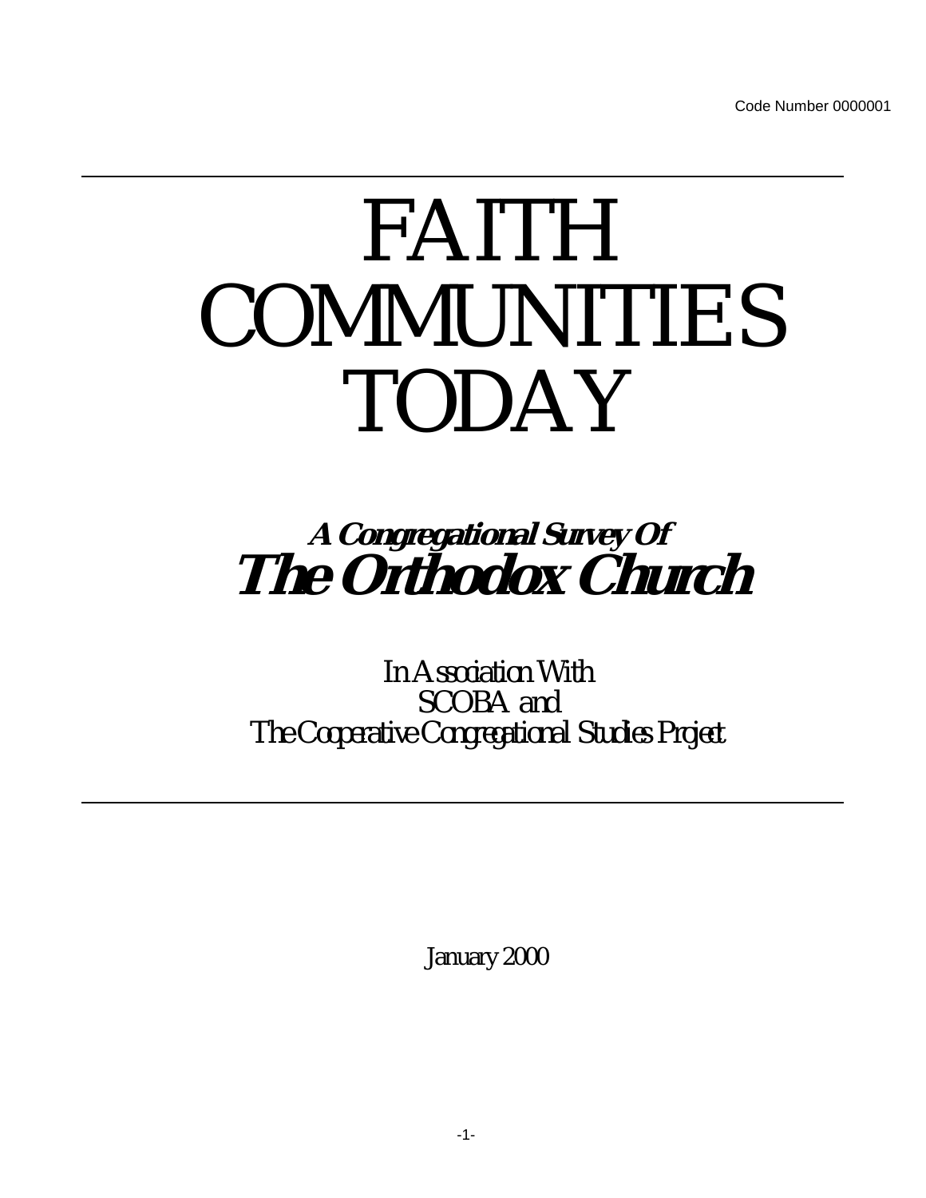Code Number 0000001

# FAITH COMMUNITIES TODAY

***A Congregational Survey Of***

## ***The Orthodox Church***

In Association With
SCOBA and
The Cooperative Congregational Studies Project

January 2000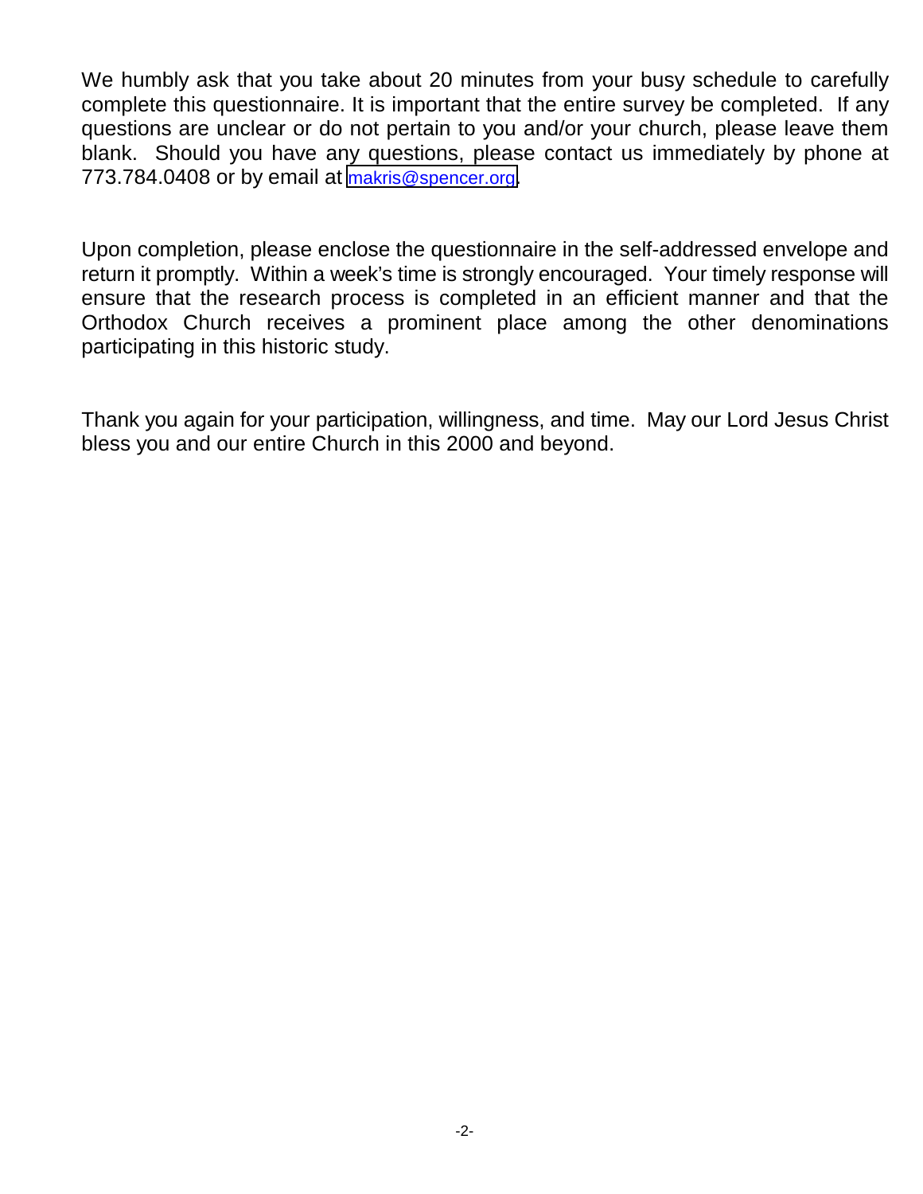We humbly ask that you take about 20 minutes from your busy schedule to carefully complete this questionnaire. It is important that the entire survey be completed. If any questions are unclear or do not pertain to you and/or your church, please leave them blank. Should you have any questions, please contact us immediately by phone at 773.784.0408 or by email at makris@spencer.org.

Upon completion, please enclose the questionnaire in the self-addressed envelope and return it promptly. Within a week's time is strongly encouraged. Your timely response will ensure that the research process is completed in an efficient manner and that the Orthodox Church receives a prominent place among the other denominations participating in this historic study.

Thank you again for your participation, willingness, and time. May our Lord Jesus Christ bless you and our entire Church in this 2000 and beyond.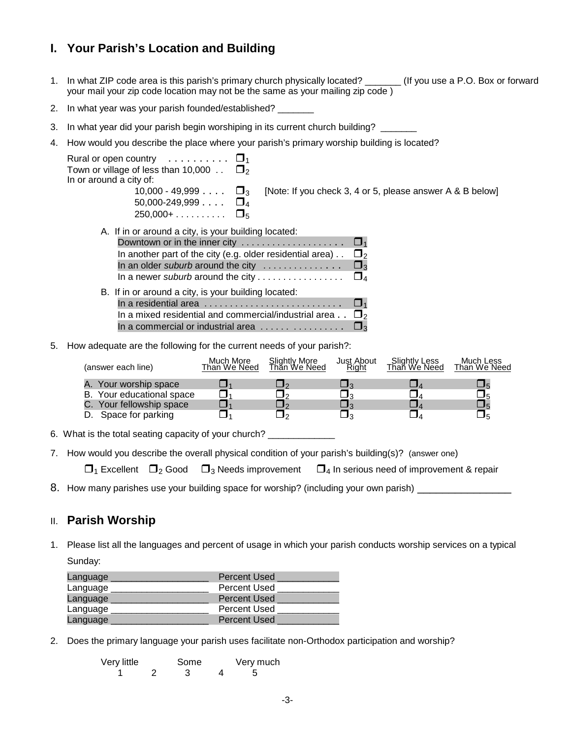## I. Your Parish's Location and Building

1. In what ZIP code area is this parish's primary church physically located? _______ (If you use a P.O. Box or forward your mail your zip code location may not be the same as your mailing zip code )

2. In what year was your parish founded/established? _______

3. In what year did your parish begin worshiping in its current church building? _______

4. How would you describe the place where your parish's primary worship building is located?

   Rural or open country . . . . . . . . . . ❐1
   Town or village of less than 10,000 . . ❐2
   In or around a city of:
   10,000 - 49,999 . . . . ❐3 [Note: If you check 3, 4 or 5, please answer A & B below]
   50,000-249,999 . . . . ❐4
   250,000+ . . . . . . . . . ❐5

   A. If in or around a city, is your building located:
   Downtown or in the inner city . . . . . . . . . . . . . . . . . . . ❐1
   In another part of the city (e.g. older residential area) . . ❐2
   In an older *suburb* around the city . . . . . . . . . . . . . . ❐3
   In a newer *suburb* around the city . . . . . . . . . . . . . . . . ❐4

   B. If in or around a city, is your building located:
   In a residential area . . . . . . . . . . . . . . . . . . . . . . . . . . ❐1
   In a mixed residential and commercial/industrial area . . ❐2
   In a commercial or industrial area . . . . . . . . . . . . . . . . ❐3

5. How adequate are the following for the current needs of your parish?:

| (answer each line) | Much More Than We Need | Slightly More Than We Need | Just About Right | Slightly Less Than We Need | Much Less Than We Need |
|---|---|---|---|---|---|
| A. Your worship space | ❐1 | ❐2 | ❐3 | ❐4 | ❐5 |
| B. Your educational space | ❐1 | ❐2 | ❐3 | ❐4 | ❐5 |
| C. Your fellowship space | ❐1 | ❐2 | ❐3 | ❐4 | ❐5 |
| D. Space for parking | ❐1 | ❐2 | ❐3 | ❐4 | ❐5 |

6. What is the total seating capacity of your church? _____________

7. How would you describe the overall physical condition of your parish's building(s)? (answer one)

   ❐1 Excellent ❐2 Good ❐3 Needs improvement ❐4 In serious need of improvement & repair

8. How many parishes use your building space for worship? (including your own parish) _________________

## II. Parish Worship

1. Please list all the languages and percent of usage in which your parish conducts worship services on a typical Sunday:

   Language ___________________ Percent Used ____________
   Language ___________________ Percent Used ____________
   Language ___________________ Percent Used ____________
   Language ___________________ Percent Used ____________
   Language ___________________ Percent Used ____________

2. Does the primary language your parish uses facilitate non-Orthodox participation and worship?

| Very little | | Some | | Very much |
|---|---|---|---|---|
| 1 | 2 | 3 | 4 | 5 |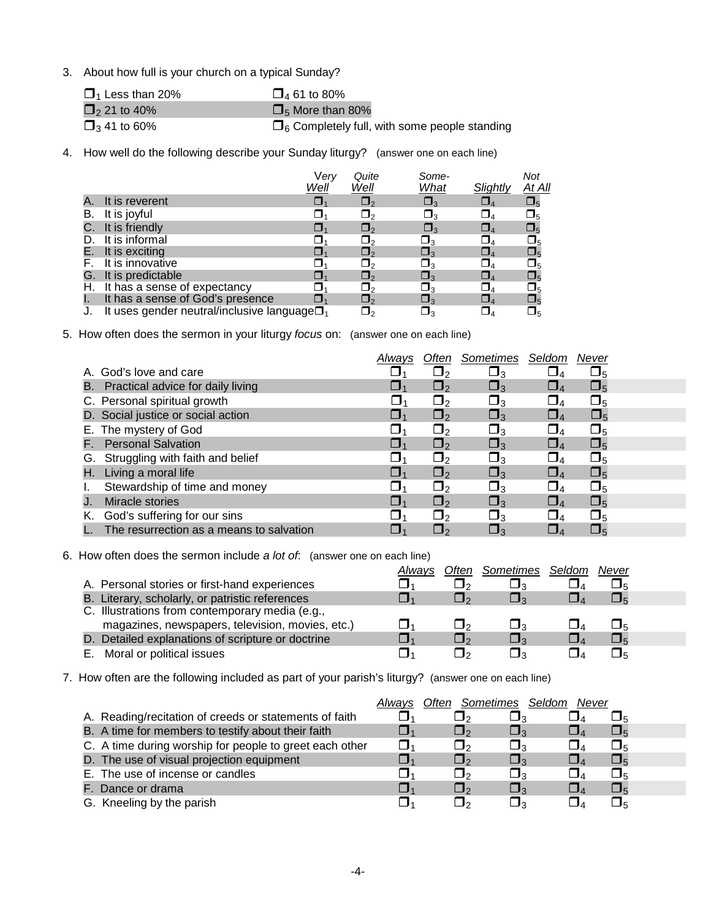3. About how full is your church on a typical Sunday?

| | |
|---|---|
| ❐ 1 Less than 20% | ❐ 4 61 to 80% |
| ❐ 2 21 to 40% | ❐ 5 More than 80% |
| ❐ 3 41 to 60% | ❐ 6 Completely full, with some people standing |

4. How well do the following describe your Sunday liturgy? (answer one on each line)

| | *Very Well* | *Quite Well* | *Some-What* | *Slightly* | *Not At All* |
|---|---|---|---|---|---|
| A. It is reverent | ❐ 1 | ❐ 2 | ❐ 3 | ❐ 4 | ❐ 5 |
| B. It is joyful | ❐ 1 | ❐ 2 | ❐ 3 | ❐ 4 | ❐ 5 |
| C. It is friendly | ❐ 1 | ❐ 2 | ❐ 3 | ❐ 4 | ❐ 5 |
| D. It is informal | ❐ 1 | ❐ 2 | ❐ 3 | ❐ 4 | ❐ 5 |
| E. It is exciting | ❐ 1 | ❐ 2 | ❐ 3 | ❐ 4 | ❐ 5 |
| F. It is innovative | ❐ 1 | ❐ 2 | ❐ 3 | ❐ 4 | ❐ 5 |
| G. It is predictable | ❐ 1 | ❐ 2 | ❐ 3 | ❐ 4 | ❐ 5 |
| H. It has a sense of expectancy | ❐ 1 | ❐ 2 | ❐ 3 | ❐ 4 | ❐ 5 |
| I. It has a sense of God's presence | ❐ 1 | ❐ 2 | ❐ 3 | ❐ 4 | ❐ 5 |
| J. It uses gender neutral/inclusive language | ❐ 1 | ❐ 2 | ❐ 3 | ❐ 4 | ❐ 5 |

5. How often does the sermon in your liturgy *focus* on: (answer one on each line)

| | *Always* | *Often* | *Sometimes* | *Seldom* | *Never* |
|---|---|---|---|---|---|
| A. God's love and care | ❐ 1 | ❐ 2 | ❐ 3 | ❐ 4 | ❐ 5 |
| B. Practical advice for daily living | ❐ 1 | ❐ 2 | ❐ 3 | ❐ 4 | ❐ 5 |
| C. Personal spiritual growth | ❐ 1 | ❐ 2 | ❐ 3 | ❐ 4 | ❐ 5 |
| D. Social justice or social action | ❐ 1 | ❐ 2 | ❐ 3 | ❐ 4 | ❐ 5 |
| E. The mystery of God | ❐ 1 | ❐ 2 | ❐ 3 | ❐ 4 | ❐ 5 |
| F. Personal Salvation | ❐ 1 | ❐ 2 | ❐ 3 | ❐ 4 | ❐ 5 |
| G. Struggling with faith and belief | ❐ 1 | ❐ 2 | ❐ 3 | ❐ 4 | ❐ 5 |
| H. Living a moral life | ❐ 1 | ❐ 2 | ❐ 3 | ❐ 4 | ❐ 5 |
| I. Stewardship of time and money | ❐ 1 | ❐ 2 | ❐ 3 | ❐ 4 | ❐ 5 |
| J. Miracle stories | ❐ 1 | ❐ 2 | ❐ 3 | ❐ 4 | ❐ 5 |
| K. God's suffering for our sins | ❐ 1 | ❐ 2 | ❐ 3 | ❐ 4 | ❐ 5 |
| L. The resurrection as a means to salvation | ❐ 1 | ❐ 2 | ❐ 3 | ❐ 4 | ❐ 5 |

6. How often does the sermon include *a lot of*: (answer one on each line)

| | *Always* | *Often* | *Sometimes* | *Seldom* | *Never* |
|---|---|---|---|---|---|
| A. Personal stories or first-hand experiences | ❐ 1 | ❐ 2 | ❐ 3 | ❐ 4 | ❐ 5 |
| B. Literary, scholarly, or patristic references | ❐ 1 | ❐ 2 | ❐ 3 | ❐ 4 | ❐ 5 |
| C. Illustrations from contemporary media (e.g., magazines, newspapers, television, movies, etc.) | ❐ 1 | ❐ 2 | ❐ 3 | ❐ 4 | ❐ 5 |
| D. Detailed explanations of scripture or doctrine | ❐ 1 | ❐ 2 | ❐ 3 | ❐ 4 | ❐ 5 |
| E. Moral or political issues | ❐ 1 | ❐ 2 | ❐ 3 | ❐ 4 | ❐ 5 |

7. How often are the following included as part of your parish's liturgy? (answer one on each line)

| | *Always* | *Often* | *Sometimes* | *Seldom* | *Never* |
|---|---|---|---|---|---|
| A. Reading/recitation of creeds or statements of faith | ❐ 1 | ❐ 2 | ❐ 3 | ❐ 4 | ❐ 5 |
| B. A time for members to testify about their faith | ❐ 1 | ❐ 2 | ❐ 3 | ❐ 4 | ❐ 5 |
| C. A time during worship for people to greet each other | ❐ 1 | ❐ 2 | ❐ 3 | ❐ 4 | ❐ 5 |
| D. The use of visual projection equipment | ❐ 1 | ❐ 2 | ❐ 3 | ❐ 4 | ❐ 5 |
| E. The use of incense or candles | ❐ 1 | ❐ 2 | ❐ 3 | ❐ 4 | ❐ 5 |
| F. Dance or drama | ❐ 1 | ❐ 2 | ❐ 3 | ❐ 4 | ❐ 5 |
| G. Kneeling by the parish | ❐ 1 | ❐ 2 | ❐ 3 | ❐ 4 | ❐ 5 |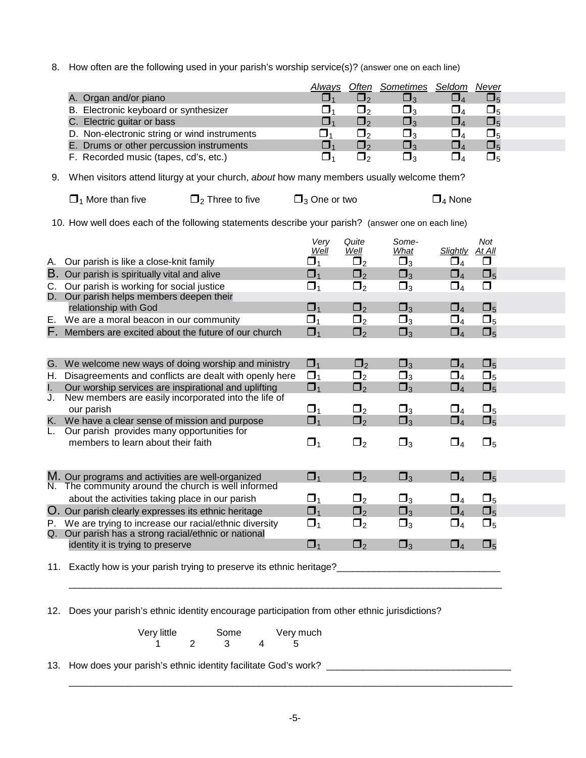8. How often are the following used in your parish's worship service(s)? (answer one on each line)

| | *Always* | *Often* | *Sometimes* | *Seldom* | *Never* |
|---|---|---|---|---|---|
| A. Organ and/or piano | ❒1 | ❒2 | ❒3 | ❒4 | ❒5 |
| B. Electronic keyboard or synthesizer | ❒1 | ❒2 | ❒3 | ❒4 | ❒5 |
| C. Electric guitar or bass | ❒1 | ❒2 | ❒3 | ❒4 | ❒5 |
| D. Non-electronic string or wind instruments | ❒1 | ❒2 | ❒3 | ❒4 | ❒5 |
| E. Drums or other percussion instruments | ❒1 | ❒2 | ❒3 | ❒4 | ❒5 |
| F. Recorded music (tapes, cd's, etc.) | ❒1 | ❒2 | ❒3 | ❒4 | ❒5 |

9. When visitors attend liturgy at your church, *about* how many members usually welcome them?

❒1 More than five ❒2 Three to five ❒3 One or two ❒4 None

10. How well does each of the following statements describe your parish? (answer one on each line)

| | *Very Well* | *Quite Well* | *Some-What* | *Slightly* | *Not At All* |
|---|---|---|---|---|---|
| A. Our parish is like a close-knit family | ❒1 | ❒2 | ❒3 | ❒4 | ❒ |
| B. Our parish is spiritually vital and alive | ❒1 | ❒2 | ❒3 | ❒4 | ❒5 |
| C. Our parish is working for social justice | ❒1 | ❒2 | ❒3 | ❒4 | ❒ |
| D. Our parish helps members deepen their relationship with God | ❒1 | ❒2 | ❒3 | ❒4 | ❒5 |
| E. We are a moral beacon in our community | ❒1 | ❒2 | ❒3 | ❒4 | ❒5 |
| F. Members are excited about the future of our church | ❒1 | ❒2 | ❒3 | ❒4 | ❒5 |
| G. We welcome new ways of doing worship and ministry | ❒1 | ❒2 | ❒3 | ❒4 | ❒5 |
| H. Disagreements and conflicts are dealt with openly here | ❒1 | ❒2 | ❒3 | ❒4 | ❒5 |
| I. Our worship services are inspirational and uplifting | ❒1 | ❒2 | ❒3 | ❒4 | ❒5 |
| J. New members are easily incorporated into the life of our parish | ❒1 | ❒2 | ❒3 | ❒4 | ❒5 |
| K. We have a clear sense of mission and purpose | ❒1 | ❒2 | ❒3 | ❒4 | ❒5 |
| L. Our parish provides many opportunities for members to learn about their faith | ❒1 | ❒2 | ❒3 | ❒4 | ❒5 |
| M. Our programs and activities are well-organized | ❒1 | ❒2 | ❒3 | ❒4 | ❒5 |
| N. The community around the church is well informed about the activities taking place in our parish | ❒1 | ❒2 | ❒3 | ❒4 | ❒5 |
| O. Our parish clearly expresses its ethnic heritage | ❒1 | ❒2 | ❒3 | ❒4 | ❒5 |
| P. We are trying to increase our racial/ethnic diversity | ❒1 | ❒2 | ❒3 | ❒4 | ❒5 |
| Q. Our parish has a strong racial/ethnic or national identity it is trying to preserve | ❒1 | ❒2 | ❒3 | ❒4 | ❒5 |

11. Exactly how is your parish trying to preserve its ethnic heritage?______________________________

_________________________________________________________________________________

12. Does your parish's ethnic identity encourage participation from other ethnic jurisdictions?

| Very little | | Some | | Very much |
|---|---|---|---|---|
| 1 | 2 | 3 | 4 | 5 |

13. How does your parish's ethnic identity facilitate God's work? _________________________________

_________________________________________________________________________________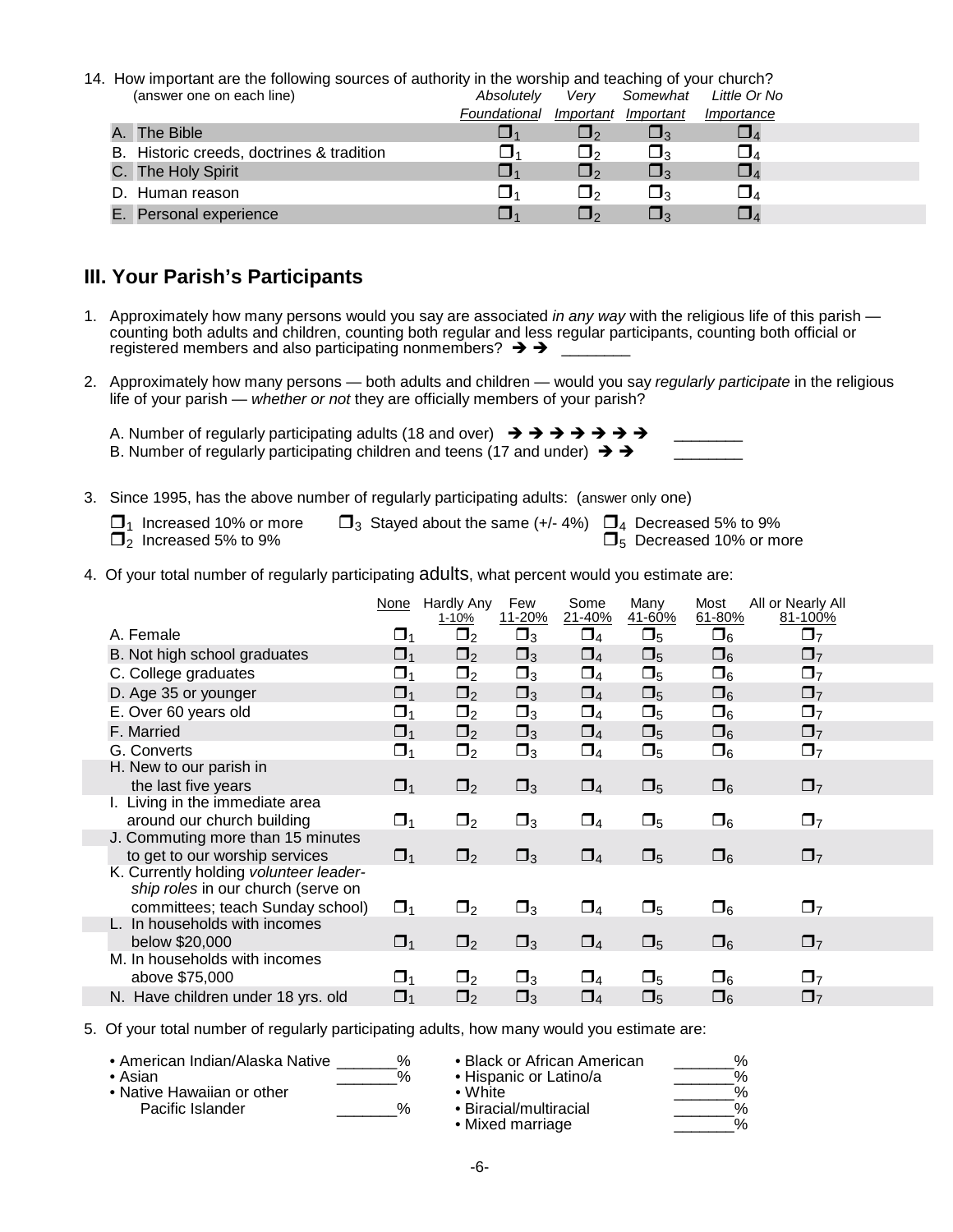14. How important are the following sources of authority in the worship and teaching of your church? (answer one on each line)

| | Absolutely Foundational | Very Important | Somewhat Important | Little Or No Importance |
|---|---|---|---|---|
| A. The Bible | ❒ 1 | ❒ 2 | ❒ 3 | ❒ 4 |
| B. Historic creeds, doctrines & tradition | ❒ 1 | ❒ 2 | ❒ 3 | ❒ 4 |
| C. The Holy Spirit | ❒ 1 | ❒ 2 | ❒ 3 | ❒ 4 |
| D. Human reason | ❒ 1 | ❒ 2 | ❒ 3 | ❒ 4 |
| E. Personal experience | ❒ 1 | ❒ 2 | ❒ 3 | ❒ 4 |

## III. Your Parish's Participants

1. Approximately how many persons would you say are associated *in any way* with the religious life of this parish — counting both adults and children, counting both regular and less regular participants, counting both official or registered members and also participating nonmembers? ➔ ➔ ________

2. Approximately how many persons — both adults and children — would you say *regularly participate* in the religious life of your parish — *whether or not* they are officially members of your parish?

   A. Number of regularly participating adults (18 and over) ➔ ➔ ➔ ➔ ➔ ➔ ➔ ________
   
   B. Number of regularly participating children and teens (17 and under) ➔ ➔ ________

3. Since 1995, has the above number of regularly participating adults: (answer only one)

   ❒ 1 Increased 10% or more
   ❒ 2 Increased 5% to 9%
   ❒ 3 Stayed about the same (+/- 4%)
   ❒ 4 Decreased 5% to 9%
   ❒ 5 Decreased 10% or more

4. Of your total number of regularly participating adults, what percent would you estimate are:

| | None | Hardly Any 1-10% | Few 11-20% | Some 21-40% | Many 41-60% | Most 61-80% | All or Nearly All 81-100% |
|---|---|---|---|---|---|---|---|
| A. Female | ❒ 1 | ❒ 2 | ❒ 3 | ❒ 4 | ❒ 5 | ❒ 6 | ❒ 7 |
| B. Not high school graduates | ❒ 1 | ❒ 2 | ❒ 3 | ❒ 4 | ❒ 5 | ❒ 6 | ❒ 7 |
| C. College graduates | ❒ 1 | ❒ 2 | ❒ 3 | ❒ 4 | ❒ 5 | ❒ 6 | ❒ 7 |
| D. Age 35 or younger | ❒ 1 | ❒ 2 | ❒ 3 | ❒ 4 | ❒ 5 | ❒ 6 | ❒ 7 |
| E. Over 60 years old | ❒ 1 | ❒ 2 | ❒ 3 | ❒ 4 | ❒ 5 | ❒ 6 | ❒ 7 |
| F. Married | ❒ 1 | ❒ 2 | ❒ 3 | ❒ 4 | ❒ 5 | ❒ 6 | ❒ 7 |
| G. Converts | ❒ 1 | ❒ 2 | ❒ 3 | ❒ 4 | ❒ 5 | ❒ 6 | ❒ 7 |
| H. New to our parish in the last five years | ❒ 1 | ❒ 2 | ❒ 3 | ❒ 4 | ❒ 5 | ❒ 6 | ❒ 7 |
| I. Living in the immediate area around our church building | ❒ 1 | ❒ 2 | ❒ 3 | ❒ 4 | ❒ 5 | ❒ 6 | ❒ 7 |
| J. Commuting more than 15 minutes to get to our worship services | ❒ 1 | ❒ 2 | ❒ 3 | ❒ 4 | ❒ 5 | ❒ 6 | ❒ 7 |
| K. Currently holding *volunteer leadership roles* in our church (serve on committees; teach Sunday school) | ❒ 1 | ❒ 2 | ❒ 3 | ❒ 4 | ❒ 5 | ❒ 6 | ❒ 7 |
| L. In households with incomes below $20,000 | ❒ 1 | ❒ 2 | ❒ 3 | ❒ 4 | ❒ 5 | ❒ 6 | ❒ 7 |
| M. In households with incomes above $75,000 | ❒ 1 | ❒ 2 | ❒ 3 | ❒ 4 | ❒ 5 | ❒ 6 | ❒ 7 |
| N. Have children under 18 yrs. old | ❒ 1 | ❒ 2 | ❒ 3 | ❒ 4 | ❒ 5 | ❒ 6 | ❒ 7 |

5. Of your total number of regularly participating adults, how many would you estimate are:

   - American Indian/Alaska Native _______%
   - Asian _______%
   - Native Hawaiian or other Pacific Islander _______%
   - Black or African American _______%
   - Hispanic or Latino/a _______%
   - White _______%
   - Biracial/multiracial _______%
   - Mixed marriage _______%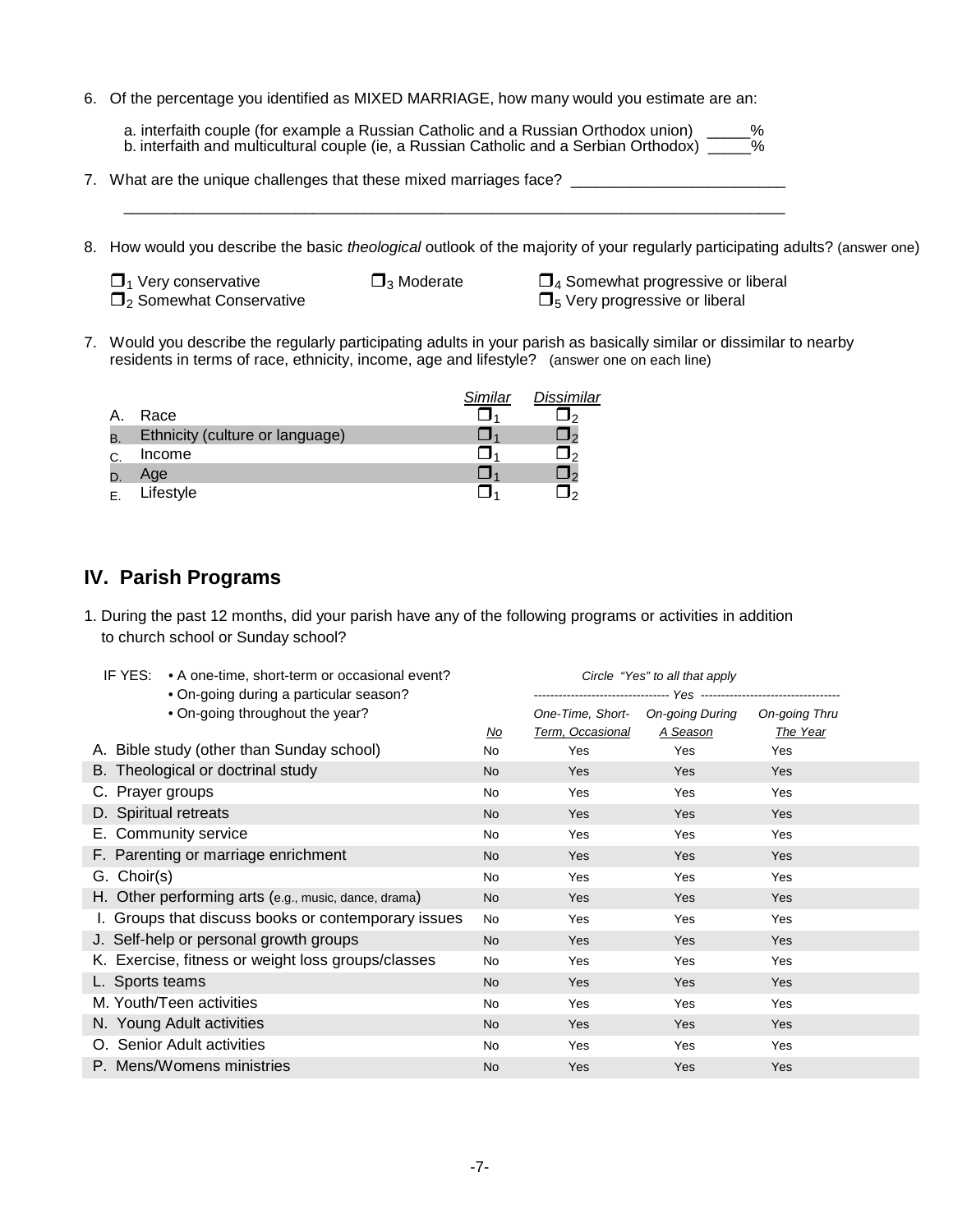6. Of the percentage you identified as MIXED MARRIAGE, how many would you estimate are an:

   a. interfaith couple (for example a Russian Catholic and a Russian Orthodox union) _____%
   b. interfaith and multicultural couple (ie, a Russian Catholic and a Serbian Orthodox) _____%

7. What are the unique challenges that these mixed marriages face? ________________________

   ____________________________________________________________________________

8. How would you describe the basic *theological* outlook of the majority of your regularly participating adults? (answer one)

   ❒1 Very conservative
   ❒2 Somewhat Conservative
   ❒3 Moderate
   ❒4 Somewhat progressive or liberal
   ❒5 Very progressive or liberal

7. Would you describe the regularly participating adults in your parish as basically similar or dissimilar to nearby residents in terms of race, ethnicity, income, age and lifestyle? (answer one on each line)

| | | *Similar* | *Dissimilar* |
|---|---|---|---|
| A. | Race | ❒1 | ❒2 |
| B. | Ethnicity (culture or language) | ❒1 | ❒2 |
| C. | Income | ❒1 | ❒2 |
| D. | Age | ❒1 | ❒2 |
| E. | Lifestyle | ❒1 | ❒2 |

## IV. Parish Programs

1. During the past 12 months, did your parish have any of the following programs or activities in addition to church school or Sunday school?

IF YES:
- A one-time, short-term or occasional event?
- On-going during a particular season?
- On-going throughout the year?

*Circle "Yes" to all that apply*

| | | Yes | | |
|---|---|---|---|---|
| | <u>No</u> | *One-Time, Short-Term, Occasional* | *On-going During A Season* | *On-going Thru The Year* |
| A. Bible study (other than Sunday school) | No | Yes | Yes | Yes |
| B. Theological or doctrinal study | No | Yes | Yes | Yes |
| C. Prayer groups | No | Yes | Yes | Yes |
| D. Spiritual retreats | No | Yes | Yes | Yes |
| E. Community service | No | Yes | Yes | Yes |
| F. Parenting or marriage enrichment | No | Yes | Yes | Yes |
| G. Choir(s) | No | Yes | Yes | Yes |
| H. Other performing arts (e.g., music, dance, drama) | No | Yes | Yes | Yes |
| I. Groups that discuss books or contemporary issues | No | Yes | Yes | Yes |
| J. Self-help or personal growth groups | No | Yes | Yes | Yes |
| K. Exercise, fitness or weight loss groups/classes | No | Yes | Yes | Yes |
| L. Sports teams | No | Yes | Yes | Yes |
| M. Youth/Teen activities | No | Yes | Yes | Yes |
| N. Young Adult activities | No | Yes | Yes | Yes |
| O. Senior Adult activities | No | Yes | Yes | Yes |
| P. Mens/Womens ministries | No | Yes | Yes | Yes |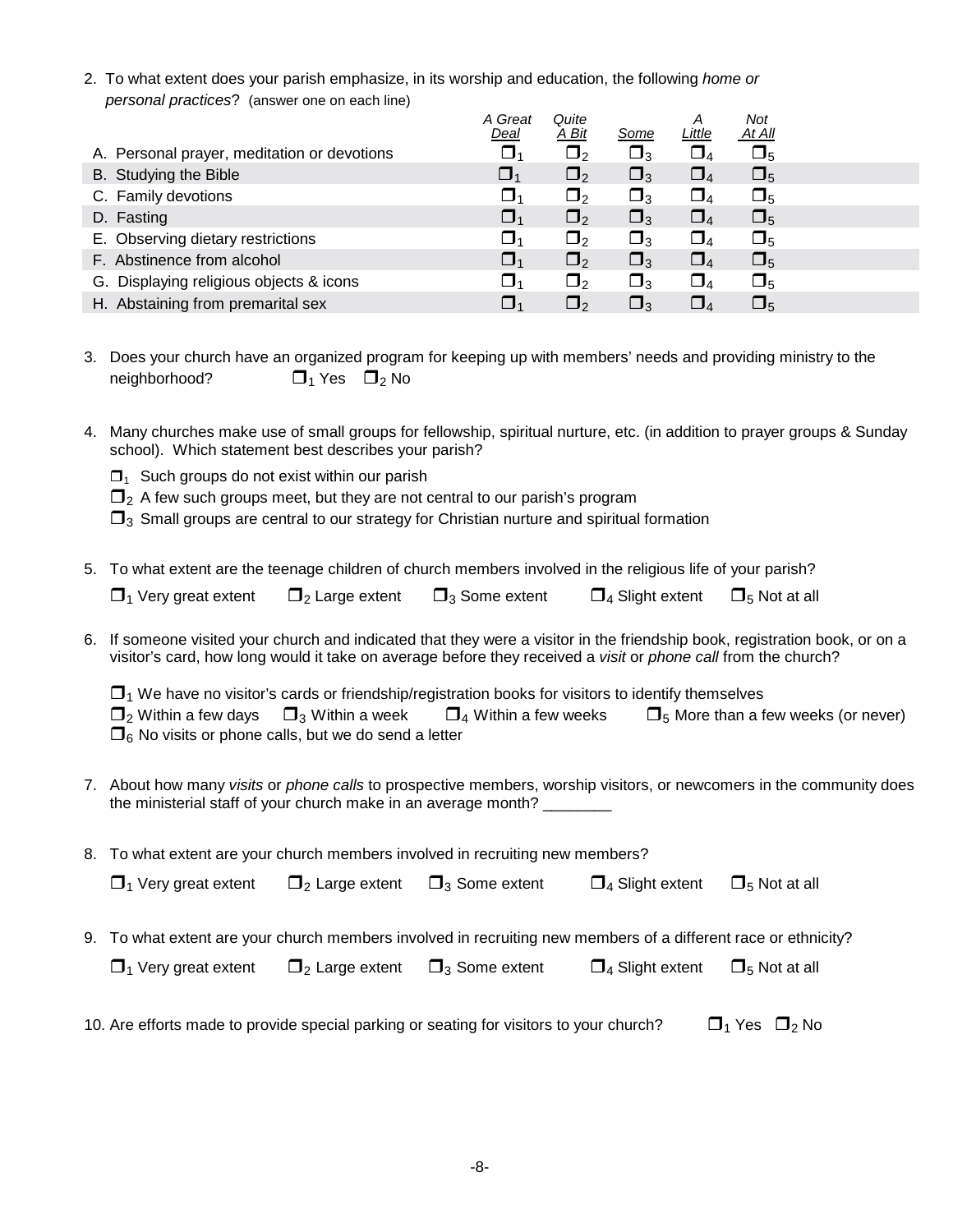2. To what extent does your parish emphasize, in its worship and education, the following *home or personal practices*? (answer one on each line)

| | *A Great Deal* | *Quite A Bit* | *Some* | *A Little* | *Not At All* |
|---|---|---|---|---|---|
| A. Personal prayer, meditation or devotions | ❒1 | ❒2 | ❒3 | ❒4 | ❒5 |
| B. Studying the Bible | ❒1 | ❒2 | ❒3 | ❒4 | ❒5 |
| C. Family devotions | ❒1 | ❒2 | ❒3 | ❒4 | ❒5 |
| D. Fasting | ❒1 | ❒2 | ❒3 | ❒4 | ❒5 |
| E. Observing dietary restrictions | ❒1 | ❒2 | ❒3 | ❒4 | ❒5 |
| F. Abstinence from alcohol | ❒1 | ❒2 | ❒3 | ❒4 | ❒5 |
| G. Displaying religious objects & icons | ❒1 | ❒2 | ❒3 | ❒4 | ❒5 |
| H. Abstaining from premarital sex | ❒1 | ❒2 | ❒3 | ❒4 | ❒5 |

3. Does your church have an organized program for keeping up with members' needs and providing ministry to the neighborhood? ❒1 Yes ❒2 No

4. Many churches make use of small groups for fellowship, spiritual nurture, etc. (in addition to prayer groups & Sunday school). Which statement best describes your parish?

   ❒1 Such groups do not exist within our parish

   ❒2 A few such groups meet, but they are not central to our parish's program

   ❒3 Small groups are central to our strategy for Christian nurture and spiritual formation

5. To what extent are the teenage children of church members involved in the religious life of your parish?

   ❒1 Very great extent ❒2 Large extent ❒3 Some extent ❒4 Slight extent ❒5 Not at all

6. If someone visited your church and indicated that they were a visitor in the friendship book, registration book, or on a visitor's card, how long would it take on average before they received a *visit* or *phone call* from the church?

   ❒1 We have no visitor's cards or friendship/registration books for visitors to identify themselves

   ❒2 Within a few days ❒3 Within a week ❒4 Within a few weeks ❒5 More than a few weeks (or never)

   ❒6 No visits or phone calls, but we do send a letter

7. About how many *visits* or *phone calls* to prospective members, worship visitors, or newcomers in the community does the ministerial staff of your church make in an average month? ________

8. To what extent are your church members involved in recruiting new members?

   ❒1 Very great extent ❒2 Large extent ❒3 Some extent ❒4 Slight extent ❒5 Not at all

9. To what extent are your church members involved in recruiting new members of a different race or ethnicity?

   ❒1 Very great extent ❒2 Large extent ❒3 Some extent ❒4 Slight extent ❒5 Not at all

10. Are efforts made to provide special parking or seating for visitors to your church? ❒1 Yes ❒2 No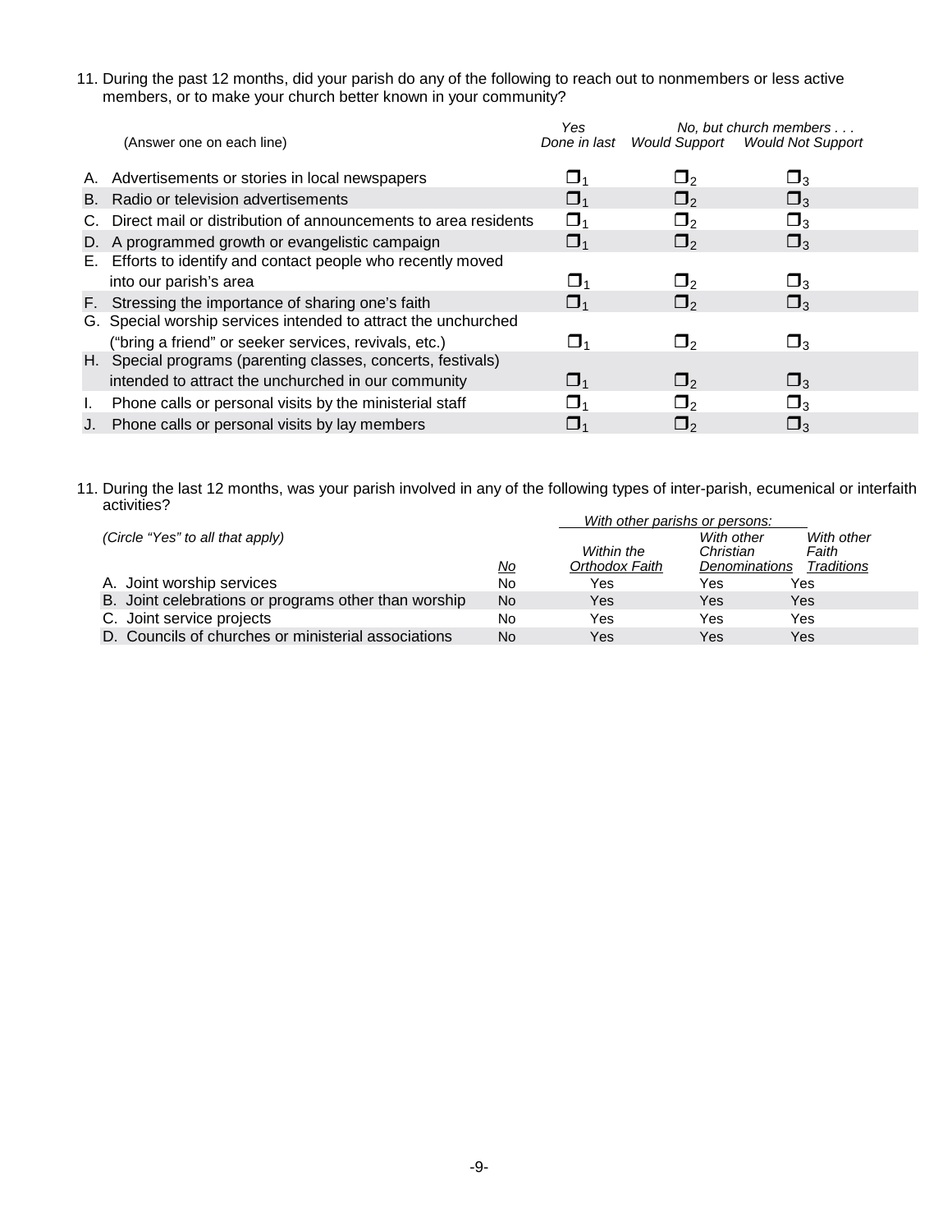11. During the past 12 months, did your parish do any of the following to reach out to nonmembers or less active members, or to make your church better known in your community?

| (Answer one on each line) | *Yes* *Done in last* | *No, but church members . . .* *Would Support* | *Would Not Support* |
|---|---|---|---|
| A. Advertisements or stories in local newspapers | ❒1 | ❒2 | ❒3 |
| B. Radio or television advertisements | ❒1 | ❒2 | ❒3 |
| C. Direct mail or distribution of announcements to area residents | ❒1 | ❒2 | ❒3 |
| D. A programmed growth or evangelistic campaign | ❒1 | ❒2 | ❒3 |
| E. Efforts to identify and contact people who recently moved into our parish's area | ❒1 | ❒2 | ❒3 |
| F. Stressing the importance of sharing one's faith | ❒1 | ❒2 | ❒3 |
| G. Special worship services intended to attract the unchurched ("bring a friend" or seeker services, revivals, etc.) | ❒1 | ❒2 | ❒3 |
| H. Special programs (parenting classes, concerts, festivals) intended to attract the unchurched in our community | ❒1 | ❒2 | ❒3 |
| I. Phone calls or personal visits by the ministerial staff | ❒1 | ❒2 | ❒3 |
| J. Phone calls or personal visits by lay members | ❒1 | ❒2 | ❒3 |

11. During the last 12 months, was your parish involved in any of the following types of inter-parish, ecumenical or interfaith activities?

| *(Circle "Yes" to all that apply)* | | *With other parishs or persons:* | | |
|---|---|---|---|---|
| | *No* | *Within the Orthodox Faith* | *With other Christian Denominations* | *With other Faith Traditions* |
| A. Joint worship services | No | Yes | Yes | Yes |
| B. Joint celebrations or programs other than worship | No | Yes | Yes | Yes |
| C. Joint service projects | No | Yes | Yes | Yes |
| D. Councils of churches or ministerial associations | No | Yes | Yes | Yes |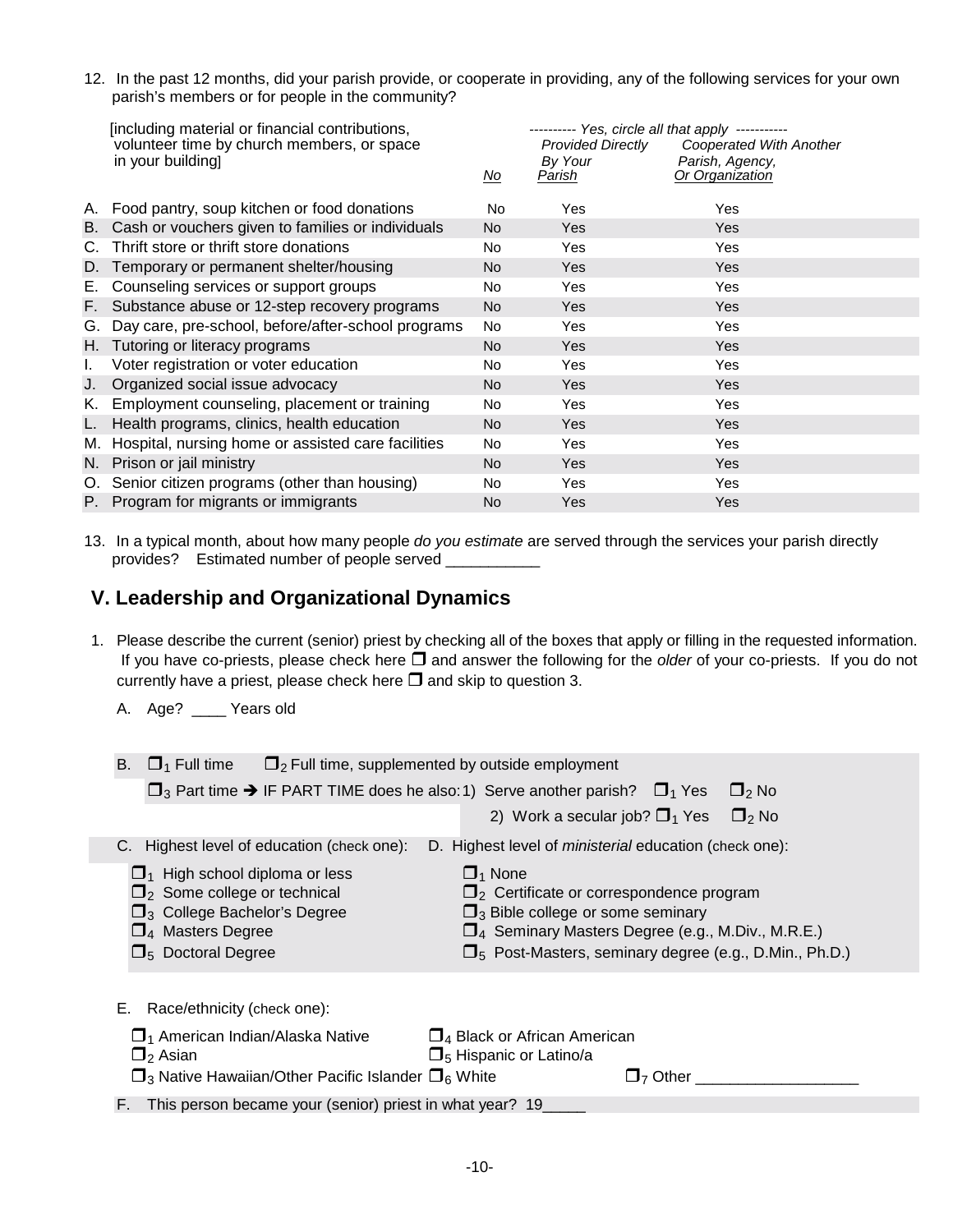12. In the past 12 months, did your parish provide, or cooperate in providing, any of the following services for your own parish's members or for people in the community?

| [including material or financial contributions, volunteer time by church members, or space in your building] | *No* | ---------- *Yes, circle all that apply* ----------- *Provided Directly By Your Parish* | *Cooperated With Another Parish, Agency, Or Organization* |
|---|---|---|---|
| A. Food pantry, soup kitchen or food donations | No | Yes | Yes |
| B. Cash or vouchers given to families or individuals | No | Yes | Yes |
| C. Thrift store or thrift store donations | No | Yes | Yes |
| D. Temporary or permanent shelter/housing | No | Yes | Yes |
| E. Counseling services or support groups | No | Yes | Yes |
| F. Substance abuse or 12-step recovery programs | No | Yes | Yes |
| G. Day care, pre-school, before/after-school programs | No | Yes | Yes |
| H. Tutoring or literacy programs | No | Yes | Yes |
| I. Voter registration or voter education | No | Yes | Yes |
| J. Organized social issue advocacy | No | Yes | Yes |
| K. Employment counseling, placement or training | No | Yes | Yes |
| L. Health programs, clinics, health education | No | Yes | Yes |
| M. Hospital, nursing home or assisted care facilities | No | Yes | Yes |
| N. Prison or jail ministry | No | Yes | Yes |
| O. Senior citizen programs (other than housing) | No | Yes | Yes |
| P. Program for migrants or immigrants | No | Yes | Yes |

13. In a typical month, about how many people *do you estimate* are served through the services your parish directly provides? Estimated number of people served ___________

## V. Leadership and Organizational Dynamics

1. Please describe the current (senior) priest by checking all of the boxes that apply or filling in the requested information. If you have co-priests, please check here ❐ and answer the following for the *older* of your co-priests. If you do not currently have a priest, please check here ❐ and skip to question 3.

   A. Age? ____ Years old

   B. ❐1 Full time ❐2 Full time, supplemented by outside employment

   ❐3 Part time ➔ IF PART TIME does he also: 1) Serve another parish? ❐1 Yes ❐2 No

   2) Work a secular job? ❐1 Yes ❐2 No

   C. Highest level of education (check one):

   - ❐1 High school diploma or less
   - ❐2 Some college or technical
   - ❐3 College Bachelor's Degree
   - ❐4 Masters Degree
   - ❐5 Doctoral Degree

   D. Highest level of *ministerial* education (check one):

   - ❐1 None
   - ❐2 Certificate or correspondence program
   - ❐3 Bible college or some seminary
   - ❐4 Seminary Masters Degree (e.g., M.Div., M.R.E.)
   - ❐5 Post-Masters, seminary degree (e.g., D.Min., Ph.D.)

   E. Race/ethnicity (check one):

   - ❐1 American Indian/Alaska Native
   - ❐2 Asian
   - ❐3 Native Hawaiian/Other Pacific Islander
   - ❐4 Black or African American
   - ❐5 Hispanic or Latino/a
   - ❐6 White
   - ❐7 Other ___________________

   F. This person became your (senior) priest in what year? 19_____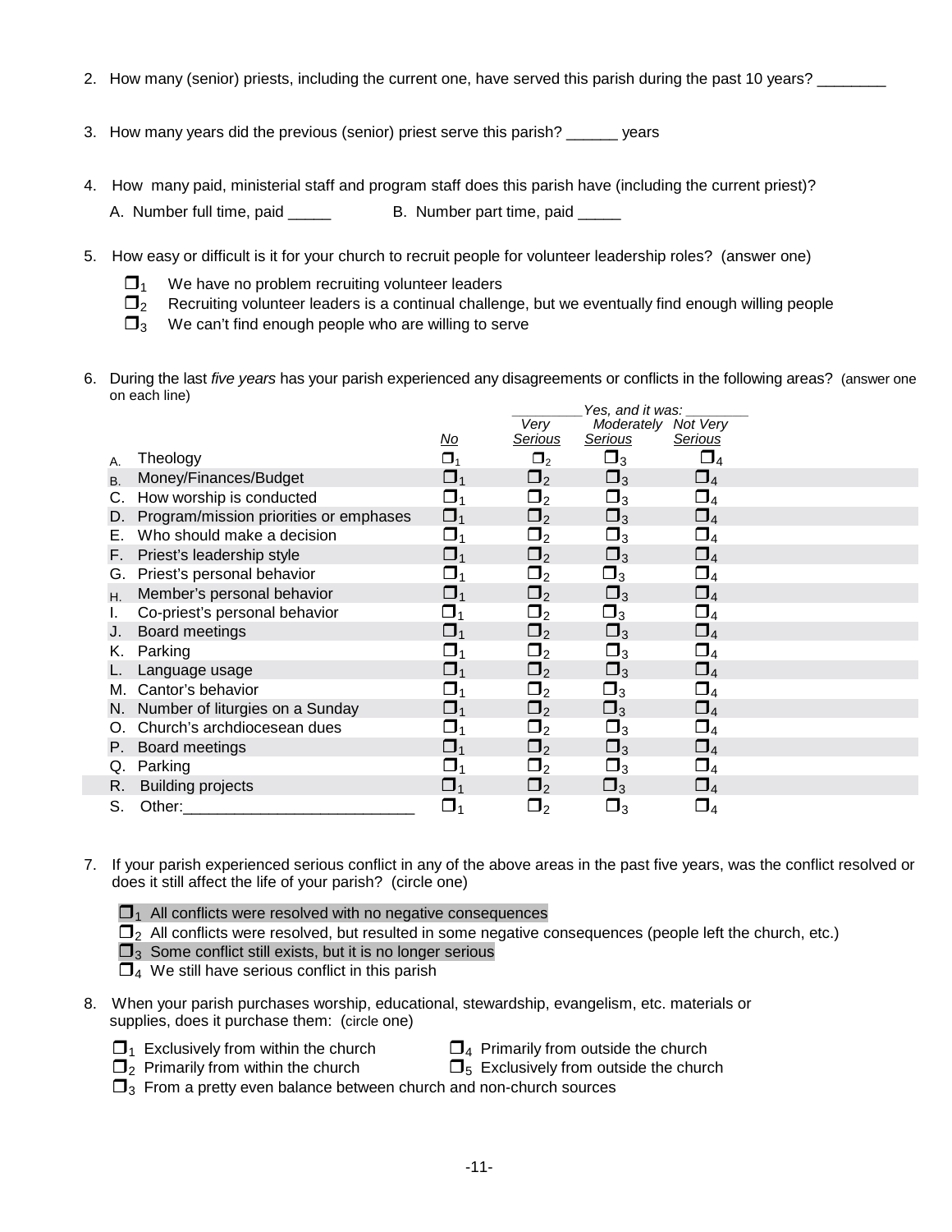2. How many (senior) priests, including the current one, have served this parish during the past 10 years? ________

3. How many years did the previous (senior) priest serve this parish? ______ years

4. How many paid, ministerial staff and program staff does this parish have (including the current priest)?

   A. Number full time, paid _____ B. Number part time, paid _____

5. How easy or difficult is it for your church to recruit people for volunteer leadership roles? (answer one)

   - ❒1 We have no problem recruiting volunteer leaders
   - ❒2 Recruiting volunteer leaders is a continual challenge, but we eventually find enough willing people
   - ❒3 We can't find enough people who are willing to serve

6. During the last *five years* has your parish experienced any disagreements or conflicts in the following areas? (answer one on each line)

| | | | *Yes, and it was:* | | |
|---|---|---|---|---|---|
| | | *No* | *Very Serious* | *Moderately Serious* | *Not Very Serious* |
| A. | Theology | ❒1 | ❒2 | ❒3 | ❒4 |
| B. | Money/Finances/Budget | ❒1 | ❒2 | ❒3 | ❒4 |
| C. | How worship is conducted | ❒1 | ❒2 | ❒3 | ❒4 |
| D. | Program/mission priorities or emphases | ❒1 | ❒2 | ❒3 | ❒4 |
| E. | Who should make a decision | ❒1 | ❒2 | ❒3 | ❒4 |
| F. | Priest's leadership style | ❒1 | ❒2 | ❒3 | ❒4 |
| G. | Priest's personal behavior | ❒1 | ❒2 | ❒3 | ❒4 |
| H. | Member's personal behavior | ❒1 | ❒2 | ❒3 | ❒4 |
| I. | Co-priest's personal behavior | ❒1 | ❒2 | ❒3 | ❒4 |
| J. | Board meetings | ❒1 | ❒2 | ❒3 | ❒4 |
| K. | Parking | ❒1 | ❒2 | ❒3 | ❒4 |
| L. | Language usage | ❒1 | ❒2 | ❒3 | ❒4 |
| M. | Cantor's behavior | ❒1 | ❒2 | ❒3 | ❒4 |
| N. | Number of liturgies on a Sunday | ❒1 | ❒2 | ❒3 | ❒4 |
| O. | Church's archdiocesean dues | ❒1 | ❒2 | ❒3 | ❒4 |
| P. | Board meetings | ❒1 | ❒2 | ❒3 | ❒4 |
| Q. | Parking | ❒1 | ❒2 | ❒3 | ❒4 |
| R. | Building projects | ❒1 | ❒2 | ❒3 | ❒4 |
| S. | Other:__________________________ | ❒1 | ❒2 | ❒3 | ❒4 |

7. If your parish experienced serious conflict in any of the above areas in the past five years, was the conflict resolved or does it still affect the life of your parish? (circle one)

   - ❒1 All conflicts were resolved with no negative consequences
   - ❒2 All conflicts were resolved, but resulted in some negative consequences (people left the church, etc.)
   - ❒3 Some conflict still exists, but it is no longer serious
   - ❒4 We still have serious conflict in this parish

8. When your parish purchases worship, educational, stewardship, evangelism, etc. materials or supplies, does it purchase them: (circle one)

   - ❒1 Exclusively from within the church
   - ❒2 Primarily from within the church
   - ❒3 From a pretty even balance between church and non-church sources
   - ❒4 Primarily from outside the church
   - ❒5 Exclusively from outside the church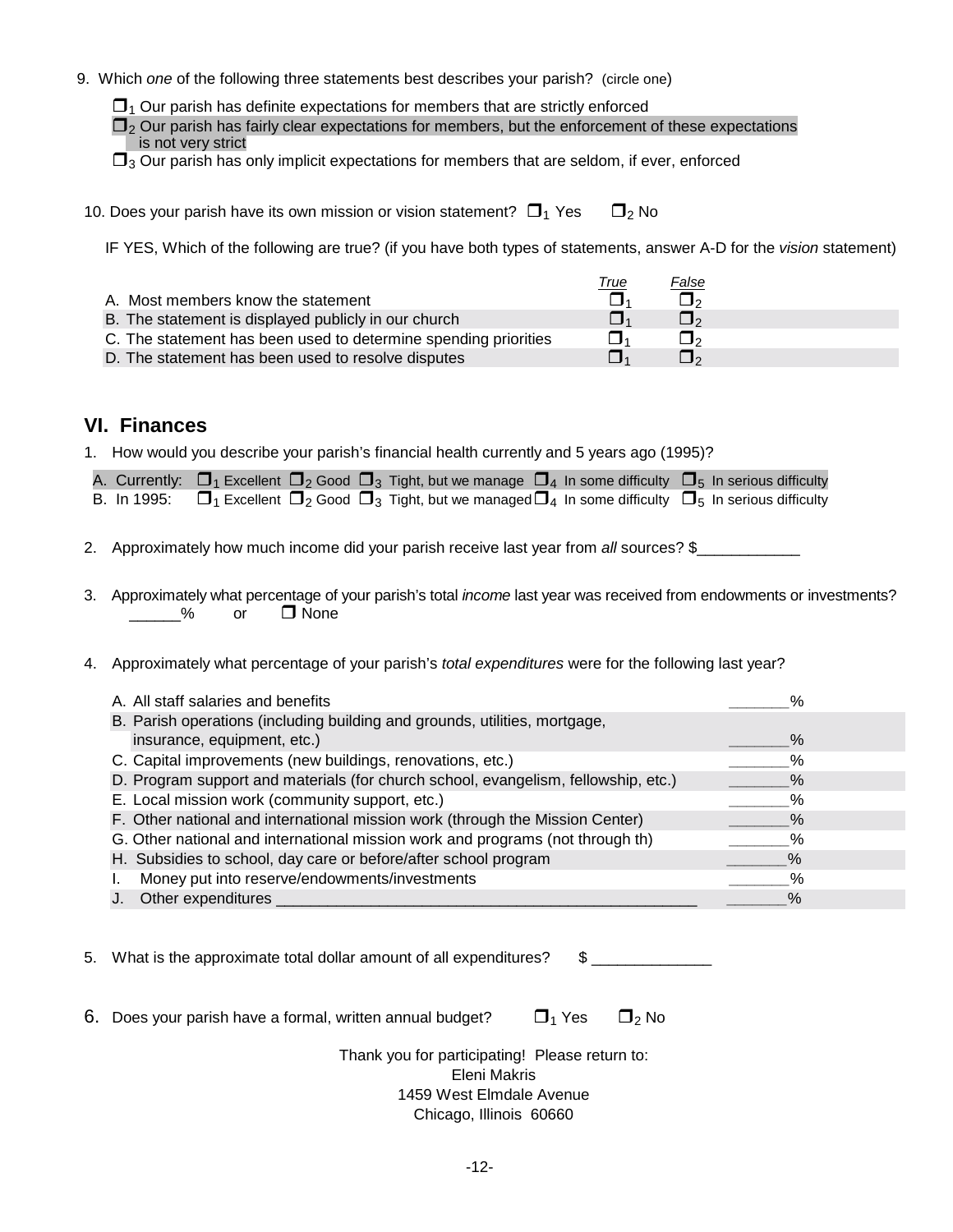9. Which *one* of the following three statements best describes your parish? (circle one)

❒1 Our parish has definite expectations for members that are strictly enforced
❒2 Our parish has fairly clear expectations for members, but the enforcement of these expectations is not very strict
❒3 Our parish has only implicit expectations for members that are seldom, if ever, enforced

10. Does your parish have its own mission or vision statement? ❒1 Yes ❒2 No

IF YES, Which of the following are true? (if you have both types of statements, answer A-D for the *vision* statement)

| | *True* | *False* |
|---|---|---|
| A. Most members know the statement | ❒1 | ❒2 |
| B. The statement is displayed publicly in our church | ❒1 | ❒2 |
| C. The statement has been used to determine spending priorities | ❒1 | ❒2 |
| D. The statement has been used to resolve disputes | ❒1 | ❒2 |

## VI. Finances

1. How would you describe your parish's financial health currently and 5 years ago (1995)?

| | | | | | |
|---|---|---|---|---|---|
| A. Currently: | ❒1 Excellent | ❒2 Good | ❒3 Tight, but we manage | ❒4 In some difficulty | ❒5 In serious difficulty |
| B. In 1995: | ❒1 Excellent | ❒2 Good | ❒3 Tight, but we managed | ❒4 In some difficulty | ❒5 In serious difficulty |

2. Approximately how much income did your parish receive last year from *all* sources? $____________

3. Approximately what percentage of your parish's total *income* last year was received from endowments or investments? ______% or ❒ None

4. Approximately what percentage of your parish's *total expenditures* were for the following last year?

| | |
|---|---|
| A. All staff salaries and benefits | _______% |
| B. Parish operations (including building and grounds, utilities, mortgage, insurance, equipment, etc.) | _______% |
| C. Capital improvements (new buildings, renovations, etc.) | _______% |
| D. Program support and materials (for church school, evangelism, fellowship, etc.) | _______% |
| E. Local mission work (community support, etc.) | _______% |
| F. Other national and international mission work (through the Mission Center) | _______% |
| G. Other national and international mission work and programs (not through th) | _______% |
| H. Subsidies to school, day care or before/after school program | _______% |
| I. Money put into reserve/endowments/investments | _______% |
| J. Other expenditures ________________________________________________ | _______% |

5. What is the approximate total dollar amount of all expenditures? $ ______________

6. Does your parish have a formal, written annual budget? ❒1 Yes ❒2 No

Thank you for participating! Please return to:
Eleni Makris
1459 West Elmdale Avenue
Chicago, Illinois 60660